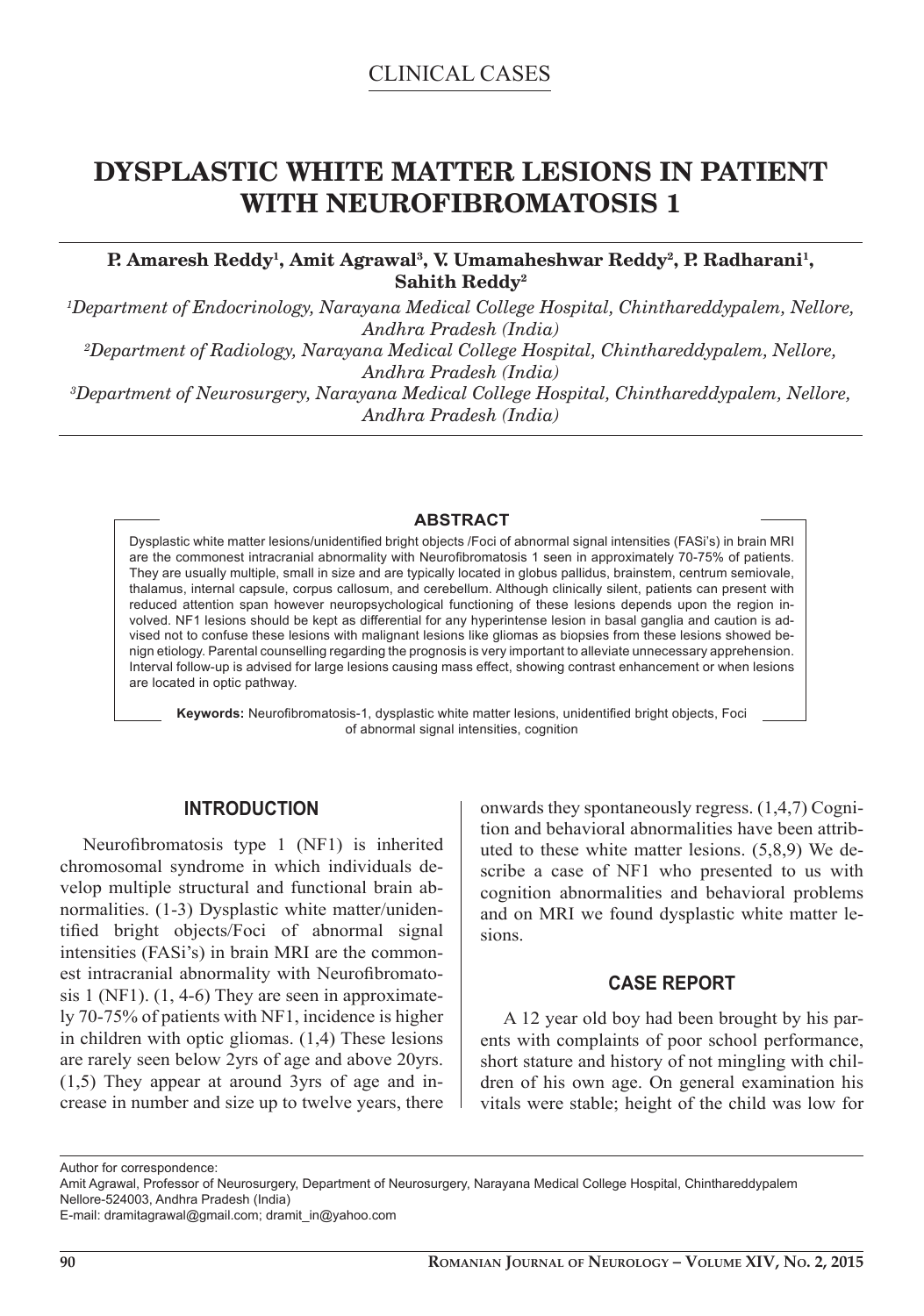CLINICAL CASES

# DYSPLASTIC WHITE MATTER LESIONS IN PATIENT WITH NEUROFIBROMATOSIS 1

**P. Amaresh Reddy[1], Amit Agrawal[3], V. Umamaheshwar Reddy[2], P. Radharani[1], Sahith Reddy[2]**

*[1]Department of Endocrinology, Narayana Medical College Hospital, Chinthareddypalem, Nellore, Andhra Pradesh (India)*
*[2]Department of Radiology, Narayana Medical College Hospital, Chinthareddypalem, Nellore, Andhra Pradesh (India)*
*[3]Department of Neurosurgery, Narayana Medical College Hospital, Chinthareddypalem, Nellore, Andhra Pradesh (India)*

## ABSTRACT

Dysplastic white matter lesions/unidentified bright objects /Foci of abnormal signal intensities (FASi's) in brain MRI are the commonest intracranial abnormality with Neurofibromatosis 1 seen in approximately 70-75% of patients. They are usually multiple, small in size and are typically located in globus pallidus, brainstem, centrum semiovale, thalamus, internal capsule, corpus callosum, and cerebellum. Although clinically silent, patients can present with reduced attention span however neuropsychological functioning of these lesions depends upon the region involved. NF1 lesions should be kept as differential for any hyperintense lesion in basal ganglia and caution is advised not to confuse these lesions with malignant lesions like gliomas as biopsies from these lesions showed benign etiology. Parental counselling regarding the prognosis is very important to alleviate unnecessary apprehension. Interval follow-up is advised for large lesions causing mass effect, showing contrast enhancement or when lesions are located in optic pathway.

**Keywords:** Neurofibromatosis-1, dysplastic white matter lesions, unidentified bright objects, Foci of abnormal signal intensities, cognition

## INTRODUCTION

Neurofibromatosis type 1 (NF1) is inherited chromosomal syndrome in which individuals develop multiple structural and functional brain abnormalities. (1-3) Dysplastic white matter/unidentified bright objects/Foci of abnormal signal intensities (FASi's) in brain MRI are the commonest intracranial abnormality with Neurofibromatosis 1 (NF1). (1, 4-6) They are seen in approximately 70-75% of patients with NF1, incidence is higher in children with optic gliomas. (1,4) These lesions are rarely seen below 2yrs of age and above 20yrs. (1,5) They appear at around 3yrs of age and increase in number and size up to twelve years, there onwards they spontaneously regress. (1,4,7) Cognition and behavioral abnormalities have been attributed to these white matter lesions. (5,8,9) We describe a case of NF1 who presented to us with cognition abnormalities and behavioral problems and on MRI we found dysplastic white matter lesions.

## CASE REPORT

A 12 year old boy had been brought by his parents with complaints of poor school performance, short stature and history of not mingling with children of his own age. On general examination his vitals were stable; height of the child was low for

Author for correspondence:
Amit Agrawal, Professor of Neurosurgery, Department of Neurosurgery, Narayana Medical College Hospital, Chinthareddypalem Nellore-524003, Andhra Pradesh (India)
E-mail: dramitagrawal@gmail.com; dramit_in@yahoo.com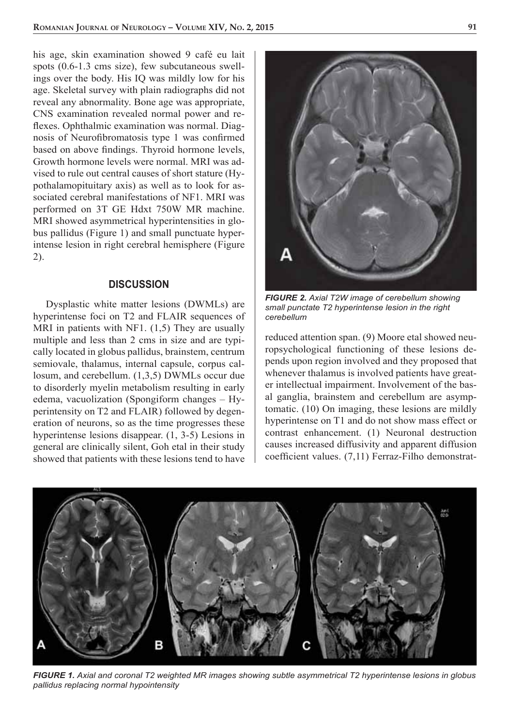his age, skin examination showed 9 café eu lait spots (0.6-1.3 cms size), few subcutaneous swellings over the body. His IQ was mildly low for his age. Skeletal survey with plain radiographs did not reveal any abnormality. Bone age was appropriate, CNS examination revealed normal power and reflexes. Ophthalmic examination was normal. Diagnosis of Neurofibromatosis type 1 was confirmed based on above findings. Thyroid hormone levels, Growth hormone levels were normal. MRI was advised to rule out central causes of short stature (Hypothalamopituitary axis) as well as to look for associated cerebral manifestations of NF1. MRI was performed on 3T GE Hdxt 750W MR machine. MRI showed asymmetrical hyperintensities in globus pallidus (Figure 1) and small punctuate hyperintense lesion in right cerebral hemisphere (Figure 2).

## DISCUSSION

Dysplastic white matter lesions (DWMLs) are hyperintense foci on T2 and FLAIR sequences of MRI in patients with NF1. (1,5) They are usually multiple and less than 2 cms in size and are typically located in globus pallidus, brainstem, centrum semiovale, thalamus, internal capsule, corpus callosum, and cerebellum. (1,3,5) DWMLs occur due to disorderly myelin metabolism resulting in early edema, vacuolization (Spongiform changes – Hyperintensity on T2 and FLAIR) followed by degeneration of neurons, so as the time progresses these hyperintense lesions disappear. (1, 3-5) Lesions in general are clinically silent, Goh etal in their study showed that patients with these lesions tend to have reduced attention span. (9) Moore etal showed neuropsychological functioning of these lesions depends upon region involved and they proposed that whenever thalamus is involved patients have greater intellectual impairment. Involvement of the basal ganglia, brainstem and cerebellum are asymptomatic. (10) On imaging, these lesions are mildly hyperintense on T1 and do not show mass effect or contrast enhancement. (1) Neuronal destruction causes increased diffusivity and apparent diffusion coefficient values. (7,11) Ferraz-Filho demonstrat-

*FIGURE 2. Axial T2W image of cerebellum showing small punctate T2 hyperintense lesion in the right cerebellum*

*FIGURE 1. Axial and coronal T2 weighted MR images showing subtle asymmetrical T2 hyperintense lesions in globus pallidus replacing normal hypointensity*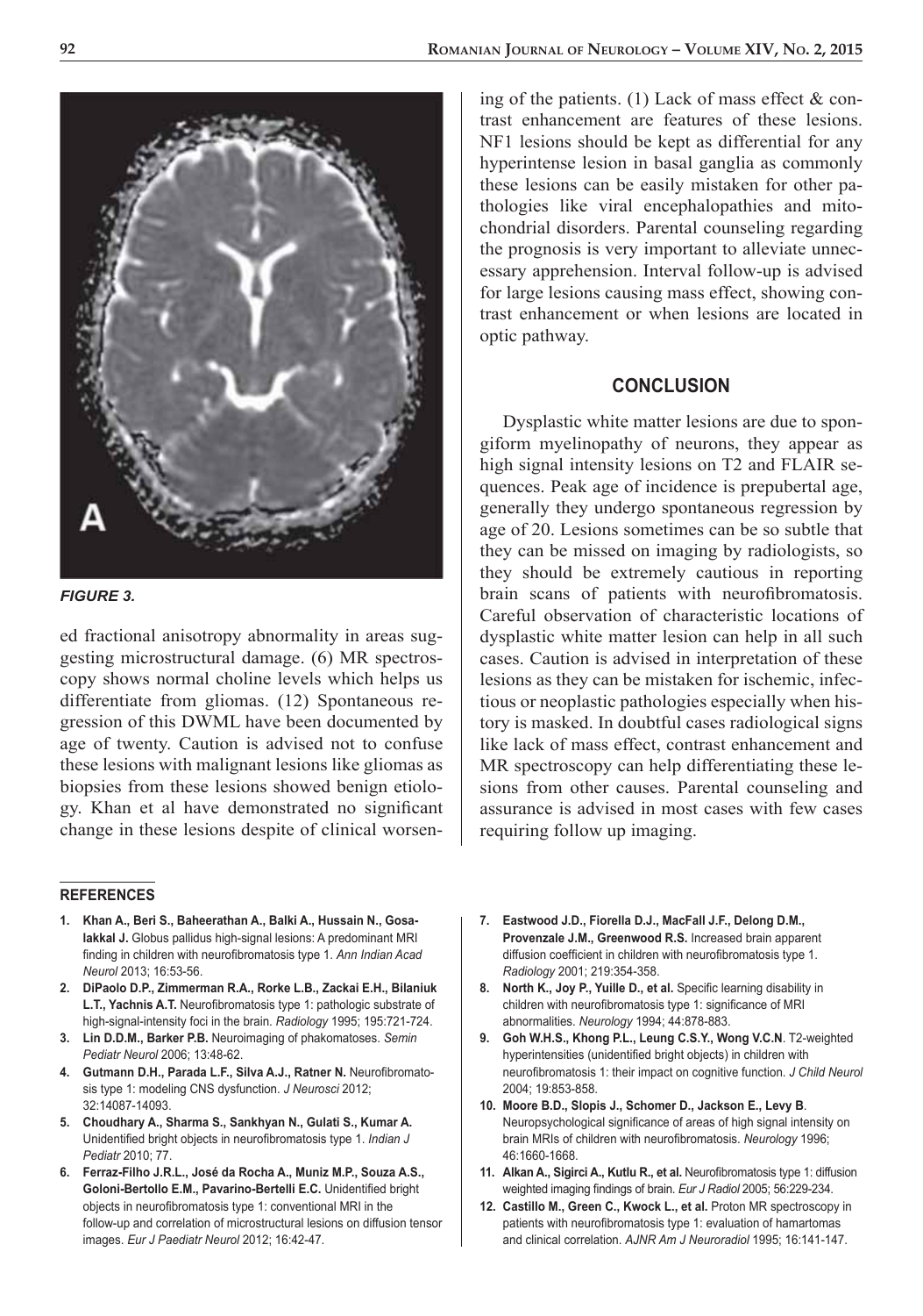*FIGURE 3.*

ed fractional anisotropy abnormality in areas suggesting microstructural damage. (6) MR spectroscopy shows normal choline levels which helps us differentiate from gliomas. (12) Spontaneous regression of this DWML have been documented by age of twenty. Caution is advised not to confuse these lesions with malignant lesions like gliomas as biopsies from these lesions showed benign etiology. Khan et al have demonstrated no significant change in these lesions despite of clinical worsening of the patients. (1) Lack of mass effect & contrast enhancement are features of these lesions. NF1 lesions should be kept as differential for any hyperintense lesion in basal ganglia as commonly these lesions can be easily mistaken for other pathologies like viral encephalopathies and mitochondrial disorders. Parental counseling regarding the prognosis is very important to alleviate unnecessary apprehension. Interval follow-up is advised for large lesions causing mass effect, showing contrast enhancement or when lesions are located in optic pathway.

## CONCLUSION

Dysplastic white matter lesions are due to spongiform myelinopathy of neurons, they appear as high signal intensity lesions on T2 and FLAIR sequences. Peak age of incidence is prepubertal age, generally they undergo spontaneous regression by age of 20. Lesions sometimes can be so subtle that they can be missed on imaging by radiologists, so they should be extremely cautious in reporting brain scans of patients with neurofibromatosis. Careful observation of characteristic locations of dysplastic white matter lesion can help in all such cases. Caution is advised in interpretation of these lesions as they can be mistaken for ischemic, infectious or neoplastic pathologies especially when history is masked. In doubtful cases radiological signs like lack of mass effect, contrast enhancement and MR spectroscopy can help differentiating these lesions from other causes. Parental counseling and assurance is advised in most cases with few cases requiring follow up imaging.

## REFERENCES

1. **Khan A., Beri S., Baheerathan A., Balki A., Hussain N., Gosalakkal J.** Globus pallidus high-signal lesions: A predominant MRI finding in children with neurofibromatosis type 1. *Ann Indian Acad Neurol* 2013; 16:53-56.
2. **DiPaolo D.P., Zimmerman R.A., Rorke L.B., Zackai E.H., Bilaniuk L.T., Yachnis A.T.** Neurofibromatosis type 1: pathologic substrate of high-signal-intensity foci in the brain. *Radiology* 1995; 195:721-724.
3. **Lin D.D.M., Barker P.B.** Neuroimaging of phakomatoses. *Semin Pediatr Neurol* 2006; 13:48-62.
4. **Gutmann D.H., Parada L.F., Silva A.J., Ratner N.** Neurofibromatosis type 1: modeling CNS dysfunction. *J Neurosci* 2012; 32:14087-14093.
5. **Choudhary A., Sharma S., Sankhyan N., Gulati S., Kumar A.** Unidentified bright objects in neurofibromatosis type 1. *Indian J Pediatr* 2010; 77.
6. **Ferraz-Filho J.R.L., José da Rocha A., Muniz M.P., Souza A.S., Goloni-Bertollo E.M., Pavarino-Bertelli E.C.** Unidentified bright objects in neurofibromatosis type 1: conventional MRI in the follow-up and correlation of microstructural lesions on diffusion tensor images. *Eur J Paediatr Neurol* 2012; 16:42-47.
7. **Eastwood J.D., Fiorella D.J., MacFall J.F., Delong D.M., Provenzale J.M., Greenwood R.S.** Increased brain apparent diffusion coefficient in children with neurofibromatosis type 1. *Radiology* 2001; 219:354-358.
8. **North K., Joy P., Yuille D., et al.** Specific learning disability in children with neurofibromatosis type 1: significance of MRI abnormalities. *Neurology* 1994; 44:878-883.
9. **Goh W.H.S., Khong P.L., Leung C.S.Y., Wong V.C.N**. T2-weighted hyperintensities (unidentified bright objects) in children with neurofibromatosis 1: their impact on cognitive function. *J Child Neurol* 2004; 19:853-858.
10. **Moore B.D., Slopis J., Schomer D., Jackson E., Levy B**. Neuropsychological significance of areas of high signal intensity on brain MRIs of children with neurofibromatosis. *Neurology* 1996; 46:1660-1668.
11. **Alkan A., Sigirci A., Kutlu R., et al.** Neurofibromatosis type 1: diffusion weighted imaging findings of brain. *Eur J Radiol* 2005; 56:229-234.
12. **Castillo M., Green C., Kwock L., et al.** Proton MR spectroscopy in patients with neurofibromatosis type 1: evaluation of hamartomas and clinical correlation. *AJNR Am J Neuroradiol* 1995; 16:141-147.